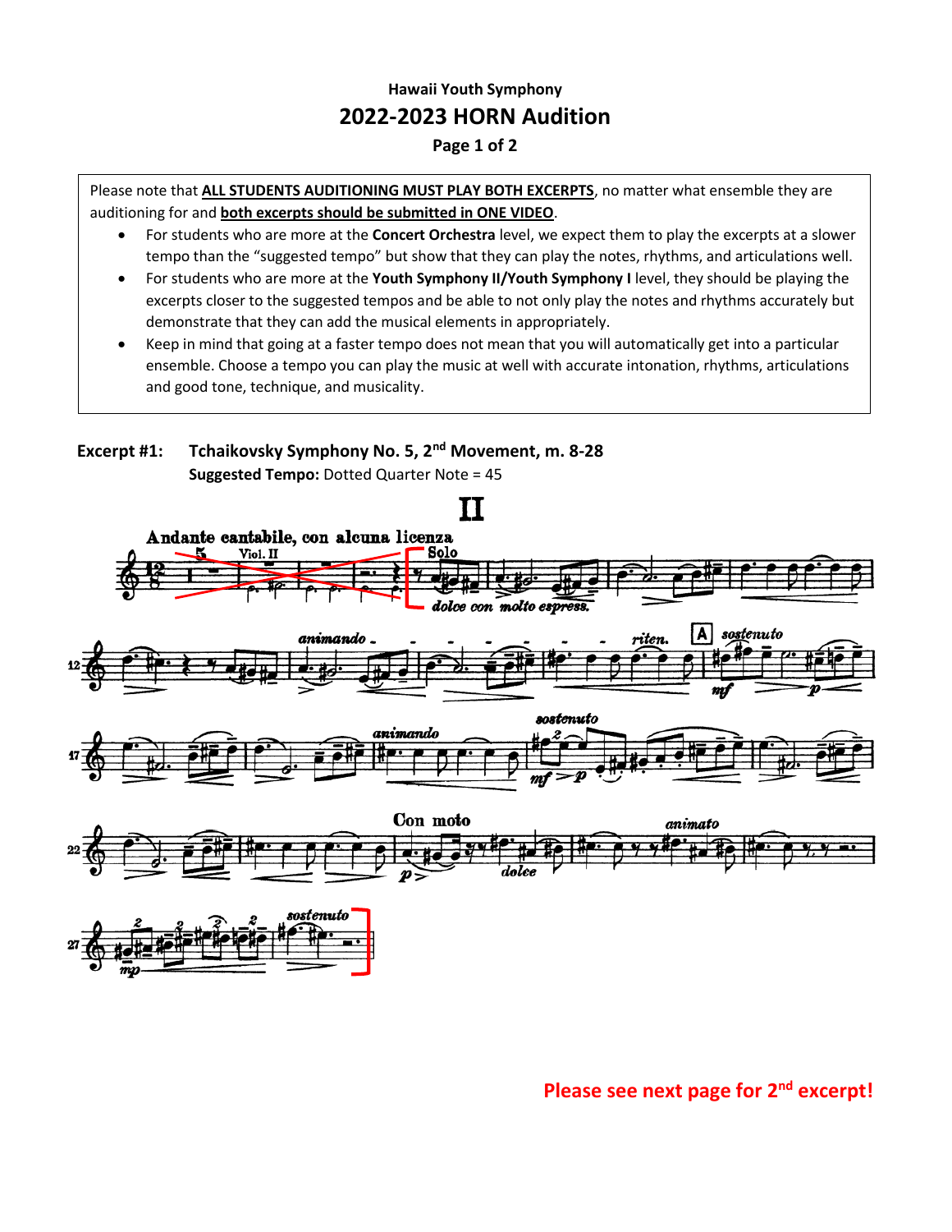**Hawaii Youth Symphony**

# 2022-2023 HORN Audition

**Page 1 of 2**

Please note that **ALL STUDENTS AUDITIONING MUST PLAY BOTH EXCERPTS**, no matter what ensemble they are auditioning for and **both excerpts should be submitted in ONE VIDEO**.

- For students who are more at the **Concert Orchestra** level, we expect them to play the excerpts at a slower tempo than the "suggested tempo" but show that they can play the notes, rhythms, and articulations well.
- For students who are more at the **Youth Symphony II/Youth Symphony I** level, they should be playing the excerpts closer to the suggested tempos and be able to not only play the notes and rhythms accurately but demonstrate that they can add the musical elements in appropriately.
- Keep in mind that going at a faster tempo does not mean that you will automatically get into a particular ensemble. Choose a tempo you can play the music at well with accurate intonation, rhythms, articulations and good tone, technique, and musicality.

**Excerpt #1: Tchaikovsky Symphony No. 5, 2nd Movement, m. 8-28**

**Suggested Tempo:** Dotted Quarter Note = 45

**Please see next page for 2nd excerpt!**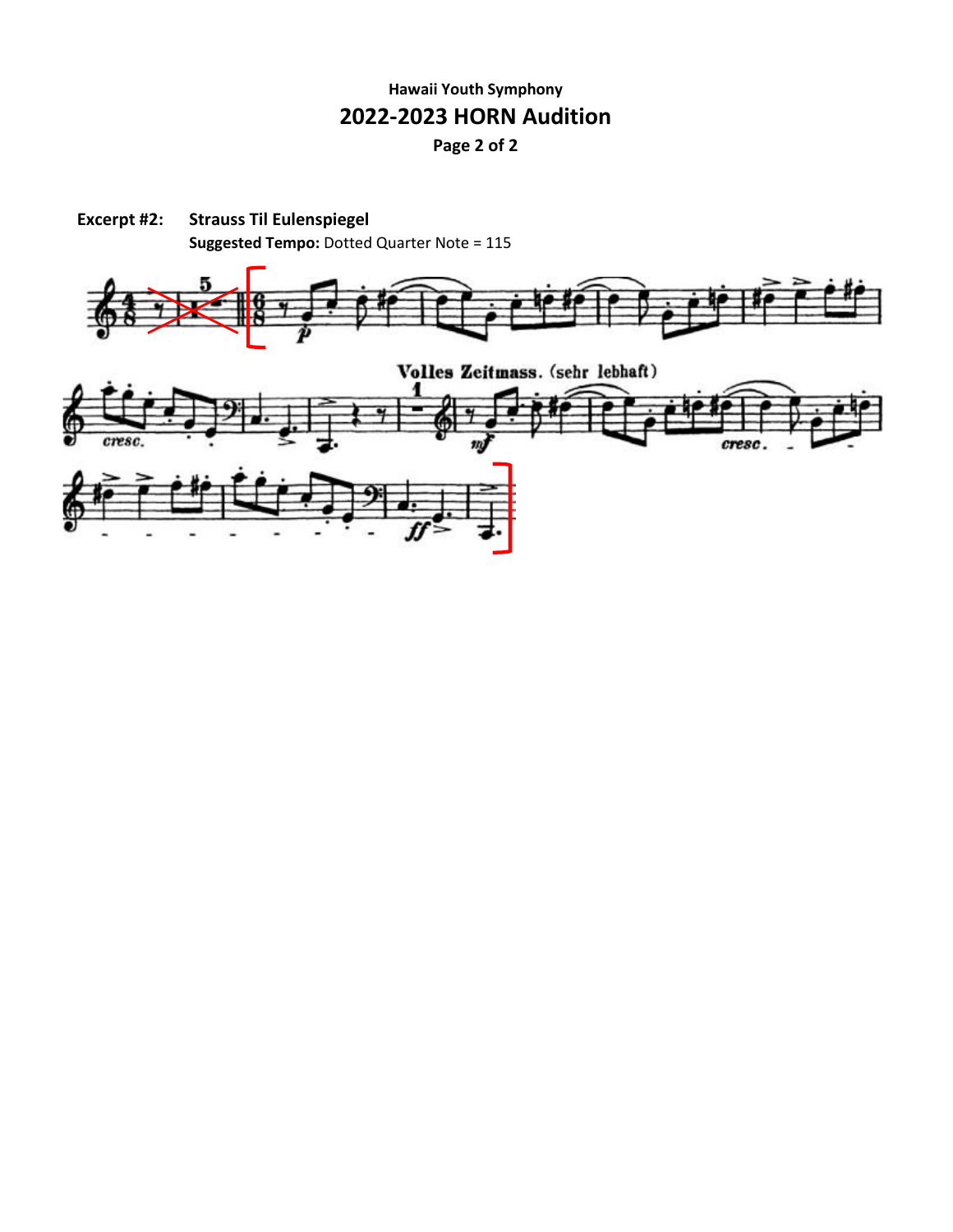**Hawaii Youth Symphony**

**2022-2023 HORN Audition**

**Page 2 of 2**

**Excerpt #2:** **Strauss Til Eulenspiegel**

**Suggested Tempo:** Dotted Quarter Note = 115